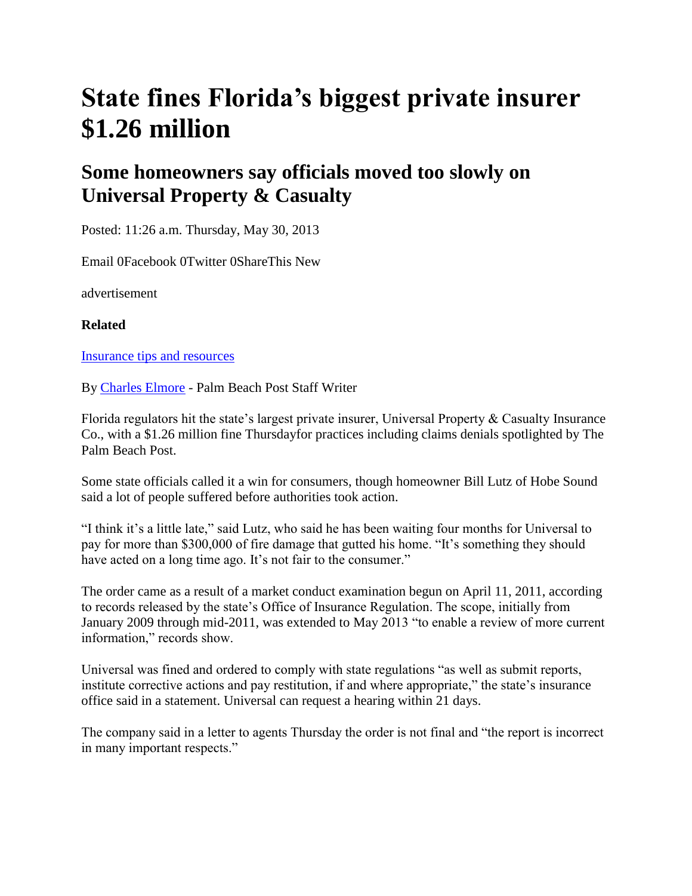# State fines Florida's biggest private insurer $1.26 million

## Some homeowners say officials moved too slowly on Universal Property & Casualty

Posted: 11:26 a.m. Thursday, May 30, 2013

Email 0Facebook 0Twitter 0ShareThis New

advertisement

**Related**

Insurance tips and resources

By Charles Elmore - Palm Beach Post Staff Writer

Florida regulators hit the state's largest private insurer, Universal Property & Casualty Insurance Co., with a $1.26 million fine Thursdayfor practices including claims denials spotlighted by The Palm Beach Post.

Some state officials called it a win for consumers, though homeowner Bill Lutz of Hobe Sound said a lot of people suffered before authorities took action.

"I think it's a little late," said Lutz, who said he has been waiting four months for Universal to pay for more than $300,000 of fire damage that gutted his home. "It's something they should have acted on a long time ago. It's not fair to the consumer."

The order came as a result of a market conduct examination begun on April 11, 2011, according to records released by the state's Office of Insurance Regulation. The scope, initially from January 2009 through mid-2011, was extended to May 2013 "to enable a review of more current information," records show.

Universal was fined and ordered to comply with state regulations "as well as submit reports, institute corrective actions and pay restitution, if and where appropriate," the state's insurance office said in a statement. Universal can request a hearing within 21 days.

The company said in a letter to agents Thursday the order is not final and "the report is incorrect in many important respects."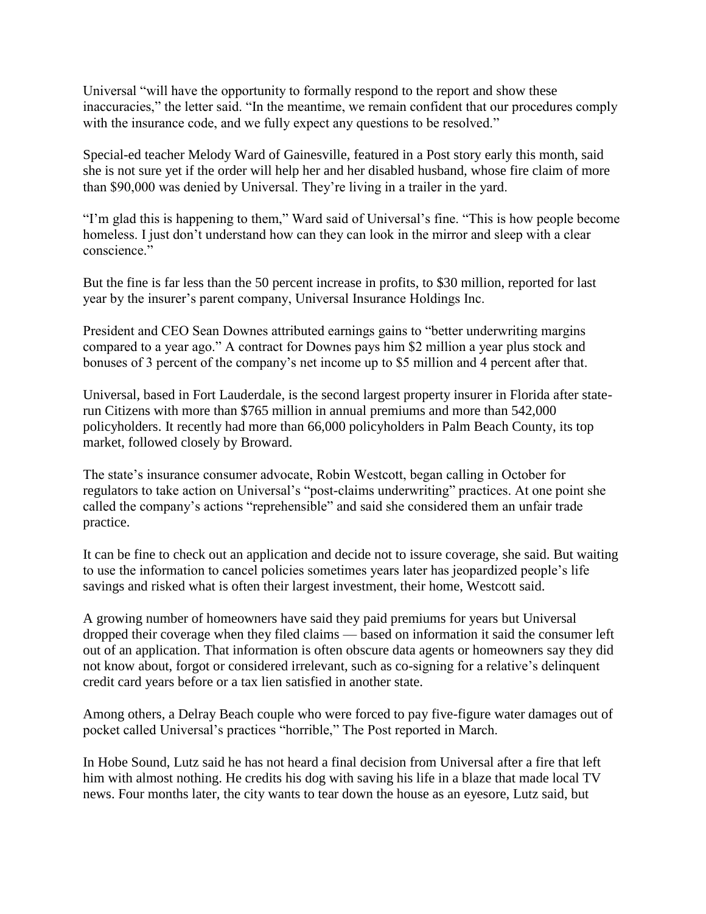Universal "will have the opportunity to formally respond to the report and show these inaccuracies," the letter said. "In the meantime, we remain confident that our procedures comply with the insurance code, and we fully expect any questions to be resolved."

Special-ed teacher Melody Ward of Gainesville, featured in a Post story early this month, said she is not sure yet if the order will help her and her disabled husband, whose fire claim of more than $90,000 was denied by Universal. They're living in a trailer in the yard.

"I'm glad this is happening to them," Ward said of Universal's fine. "This is how people become homeless. I just don't understand how can they can look in the mirror and sleep with a clear conscience."

But the fine is far less than the 50 percent increase in profits, to $30 million, reported for last year by the insurer's parent company, Universal Insurance Holdings Inc.

President and CEO Sean Downes attributed earnings gains to "better underwriting margins compared to a year ago." A contract for Downes pays him $2 million a year plus stock and bonuses of 3 percent of the company's net income up to $5 million and 4 percent after that.

Universal, based in Fort Lauderdale, is the second largest property insurer in Florida after state-run Citizens with more than $765 million in annual premiums and more than 542,000 policyholders. It recently had more than 66,000 policyholders in Palm Beach County, its top market, followed closely by Broward.

The state's insurance consumer advocate, Robin Westcott, began calling in October for regulators to take action on Universal's "post-claims underwriting" practices. At one point she called the company's actions "reprehensible" and said she considered them an unfair trade practice.

It can be fine to check out an application and decide not to issure coverage, she said. But waiting to use the information to cancel policies sometimes years later has jeopardized people's life savings and risked what is often their largest investment, their home, Westcott said.

A growing number of homeowners have said they paid premiums for years but Universal dropped their coverage when they filed claims — based on information it said the consumer left out of an application. That information is often obscure data agents or homeowners say they did not know about, forgot or considered irrelevant, such as co-signing for a relative's delinquent credit card years before or a tax lien satisfied in another state.

Among others, a Delray Beach couple who were forced to pay five-figure water damages out of pocket called Universal's practices "horrible," The Post reported in March.

In Hobe Sound, Lutz said he has not heard a final decision from Universal after a fire that left him with almost nothing. He credits his dog with saving his life in a blaze that made local TV news. Four months later, the city wants to tear down the house as an eyesore, Lutz said, but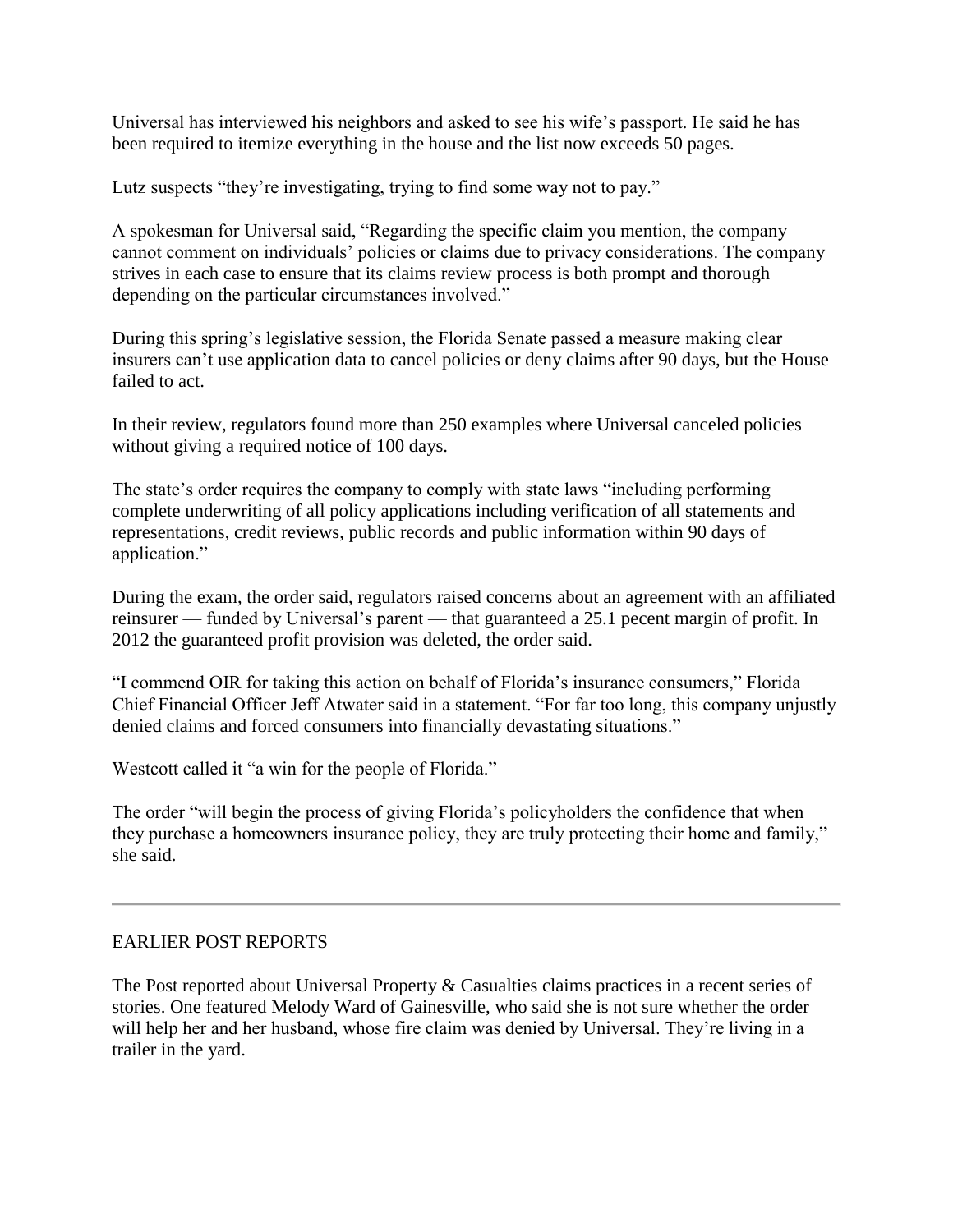Universal has interviewed his neighbors and asked to see his wife's passport. He said he has been required to itemize everything in the house and the list now exceeds 50 pages.

Lutz suspects "they're investigating, trying to find some way not to pay."

A spokesman for Universal said, "Regarding the specific claim you mention, the company cannot comment on individuals' policies or claims due to privacy considerations. The company strives in each case to ensure that its claims review process is both prompt and thorough depending on the particular circumstances involved."

During this spring's legislative session, the Florida Senate passed a measure making clear insurers can't use application data to cancel policies or deny claims after 90 days, but the House failed to act.

In their review, regulators found more than 250 examples where Universal canceled policies without giving a required notice of 100 days.

The state's order requires the company to comply with state laws "including performing complete underwriting of all policy applications including verification of all statements and representations, credit reviews, public records and public information within 90 days of application."

During the exam, the order said, regulators raised concerns about an agreement with an affiliated reinsurer — funded by Universal's parent — that guaranteed a 25.1 pecent margin of profit. In 2012 the guaranteed profit provision was deleted, the order said.

"I commend OIR for taking this action on behalf of Florida's insurance consumers," Florida Chief Financial Officer Jeff Atwater said in a statement. "For far too long, this company unjustly denied claims and forced consumers into financially devastating situations."

Westcott called it "a win for the people of Florida."

The order "will begin the process of giving Florida's policyholders the confidence that when they purchase a homeowners insurance policy, they are truly protecting their home and family," she said.

---

EARLIER POST REPORTS

The Post reported about Universal Property & Casualties claims practices in a recent series of stories. One featured Melody Ward of Gainesville, who said she is not sure whether the order will help her and her husband, whose fire claim was denied by Universal. They're living in a trailer in the yard.